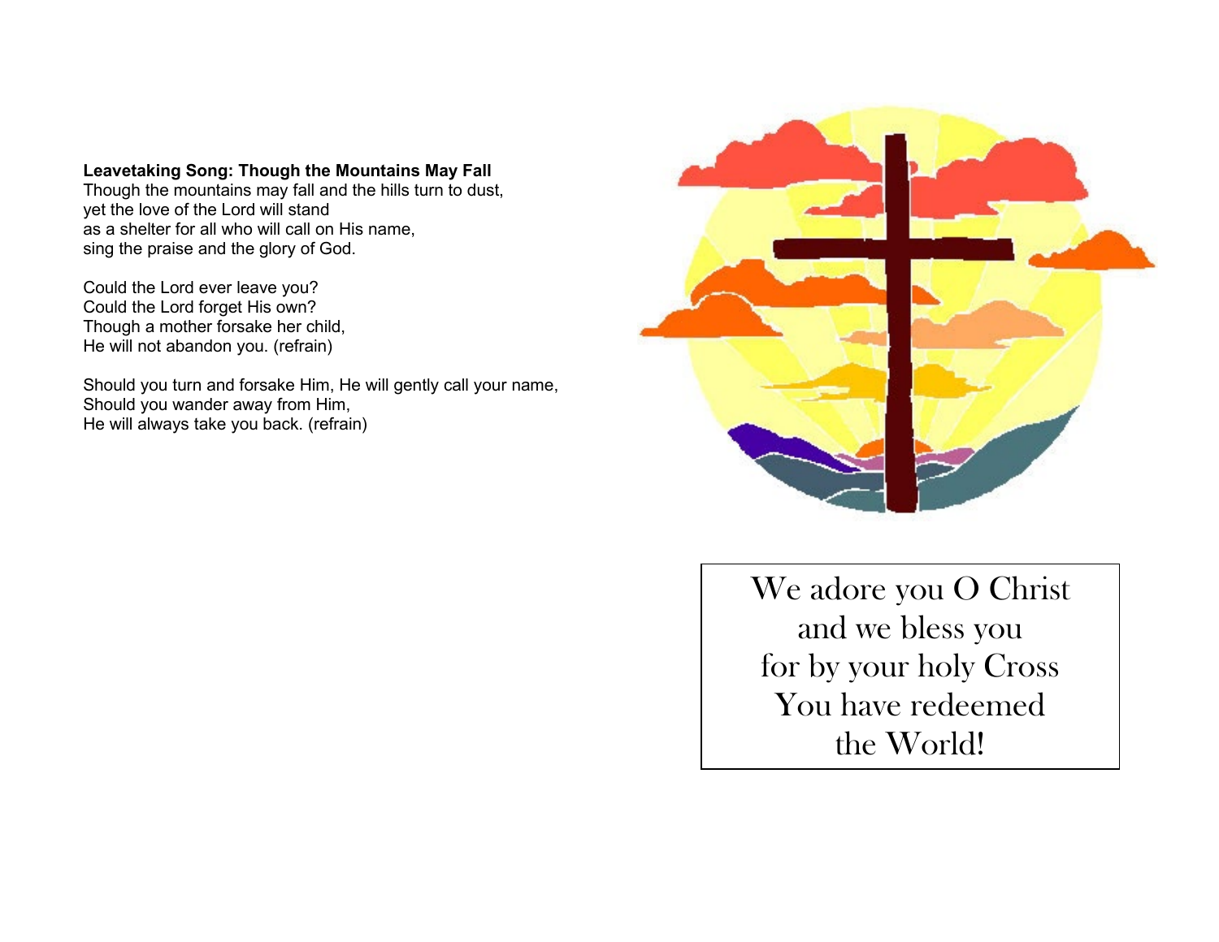**Leavetaking Song: Though the Mountains May Fall**
Though the mountains may fall and the hills turn to dust,
yet the love of the Lord will stand
as a shelter for all who will call on His name,
sing the praise and the glory of God.

Could the Lord ever leave you?
Could the Lord forget His own?
Though a mother forsake her child,
He will not abandon you. (refrain)

Should you turn and forsake Him, He will gently call your name,
Should you wander away from Him,
He will always take you back. (refrain)

We adore you O Christ
and we bless you
for by your holy Cross
You have redeemed
the World!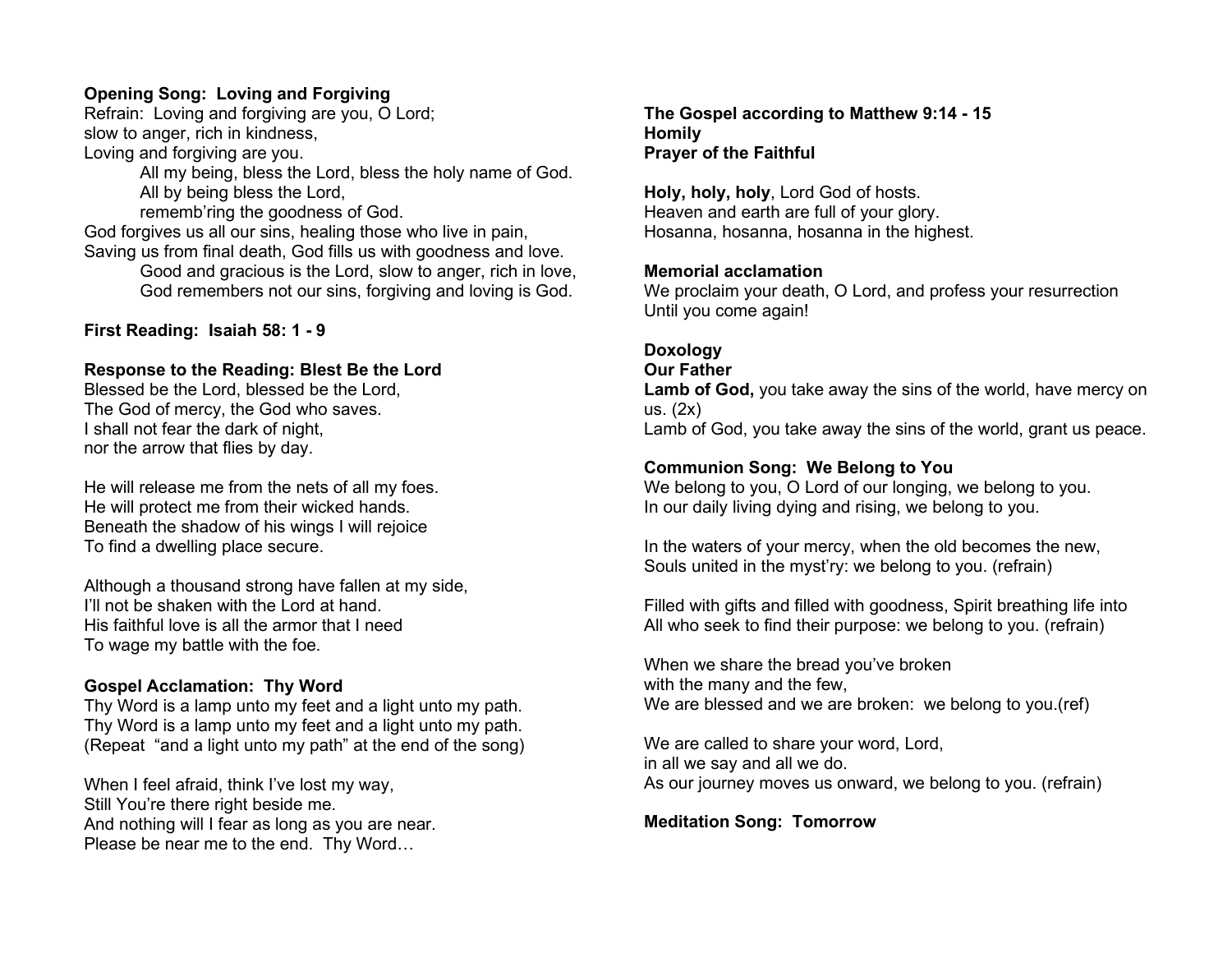**Opening Song: Loving and Forgiving**

Refrain: Loving and forgiving are you, O Lord;
slow to anger, rich in kindness,
Loving and forgiving are you.

> All my being, bless the Lord, bless the holy name of God.
> All by being bless the Lord,
> rememb'ring the goodness of God.

God forgives us all our sins, healing those who live in pain,
Saving us from final death, God fills us with goodness and love.

> Good and gracious is the Lord, slow to anger, rich in love,
> God remembers not our sins, forgiving and loving is God.

**First Reading: Isaiah 58: 1 - 9**

**Response to the Reading: Blest Be the Lord**

Blessed be the Lord, blessed be the Lord,
The God of mercy, the God who saves.
I shall not fear the dark of night,
nor the arrow that flies by day.

He will release me from the nets of all my foes.
He will protect me from their wicked hands.
Beneath the shadow of his wings I will rejoice
To find a dwelling place secure.

Although a thousand strong have fallen at my side,
I'll not be shaken with the Lord at hand.
His faithful love is all the armor that I need
To wage my battle with the foe.

**Gospel Acclamation: Thy Word**

Thy Word is a lamp unto my feet and a light unto my path.
Thy Word is a lamp unto my feet and a light unto my path.
(Repeat "and a light unto my path" at the end of the song)

When I feel afraid, think I've lost my way,
Still You're there right beside me.
And nothing will I fear as long as you are near.
Please be near me to the end. Thy Word…

**The Gospel according to Matthew 9:14 - 15**
**Homily**
**Prayer of the Faithful**

**Holy, holy, holy**, Lord God of hosts.
Heaven and earth are full of your glory.
Hosanna, hosanna, hosanna in the highest.

**Memorial acclamation**

We proclaim your death, O Lord, and profess your resurrection
Until you come again!

**Doxology**
**Our Father**
**Lamb of God,** you take away the sins of the world, have mercy on us. (2x)
Lamb of God, you take away the sins of the world, grant us peace.

**Communion Song: We Belong to You**

We belong to you, O Lord of our longing, we belong to you.
In our daily living dying and rising, we belong to you.

In the waters of your mercy, when the old becomes the new,
Souls united in the myst'ry: we belong to you. (refrain)

Filled with gifts and filled with goodness, Spirit breathing life into
All who seek to find their purpose: we belong to you. (refrain)

When we share the bread you've broken
with the many and the few,
We are blessed and we are broken: we belong to you.(ref)

We are called to share your word, Lord,
in all we say and all we do.
As our journey moves us onward, we belong to you. (refrain)

**Meditation Song: Tomorrow**